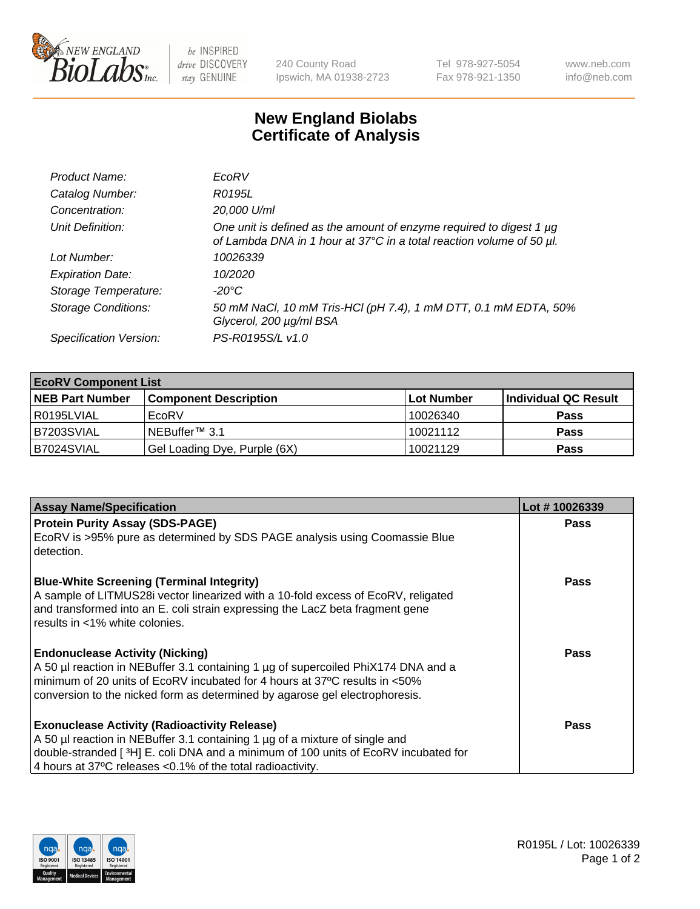# New England Biolabs Certificate of Analysis

| | |
|---|---|
| *Product Name:* | *EcoRV* |
| *Catalog Number:* | *R0195L* |
| *Concentration:* | *20,000 U/ml* |
| *Unit Definition:* | *One unit is defined as the amount of enzyme required to digest 1 µg of Lambda DNA in 1 hour at 37°C in a total reaction volume of 50 µl.* |
| *Lot Number:* | *10026339* |
| *Expiration Date:* | *10/2020* |
| *Storage Temperature:* | *-20°C* |
| *Storage Conditions:* | *50 mM NaCl, 10 mM Tris-HCl (pH 7.4), 1 mM DTT, 0.1 mM EDTA, 50% Glycerol, 200 µg/ml BSA* |
| *Specification Version:* | *PS-R0195S/L v1.0* |

| EcoRV Component List | | | |
|---|---|---|---|
| **NEB Part Number** | **Component Description** | **Lot Number** | **Individual QC Result** |
| R0195LVIAL | EcoRV | 10026340 | **Pass** |
| B7203SVIAL | NEBuffer™ 3.1 | 10021112 | **Pass** |
| B7024SVIAL | Gel Loading Dye, Purple (6X) | 10021129 | **Pass** |

| Assay Name/Specification | Lot # 10026339 |
|---|---|
| **Protein Purity Assay (SDS-PAGE)** EcoRV is >95% pure as determined by SDS PAGE analysis using Coomassie Blue detection. | **Pass** |
| **Blue-White Screening (Terminal Integrity)** A sample of LITMUS28i vector linearized with a 10-fold excess of EcoRV, religated and transformed into an E. coli strain expressing the LacZ beta fragment gene results in <1% white colonies. | **Pass** |
| **Endonuclease Activity (Nicking)** A 50 µl reaction in NEBuffer 3.1 containing 1 µg of supercoiled PhiX174 DNA and a minimum of 20 units of EcoRV incubated for 4 hours at 37ºC results in <50% conversion to the nicked form as determined by agarose gel electrophoresis. | **Pass** |
| **Exonuclease Activity (Radioactivity Release)** A 50 µl reaction in NEBuffer 3.1 containing 1 µg of a mixture of single and double-stranded [ $^3$H] E. coli DNA and a minimum of 100 units of EcoRV incubated for 4 hours at 37ºC releases <0.1% of the total radioactivity. | **Pass** |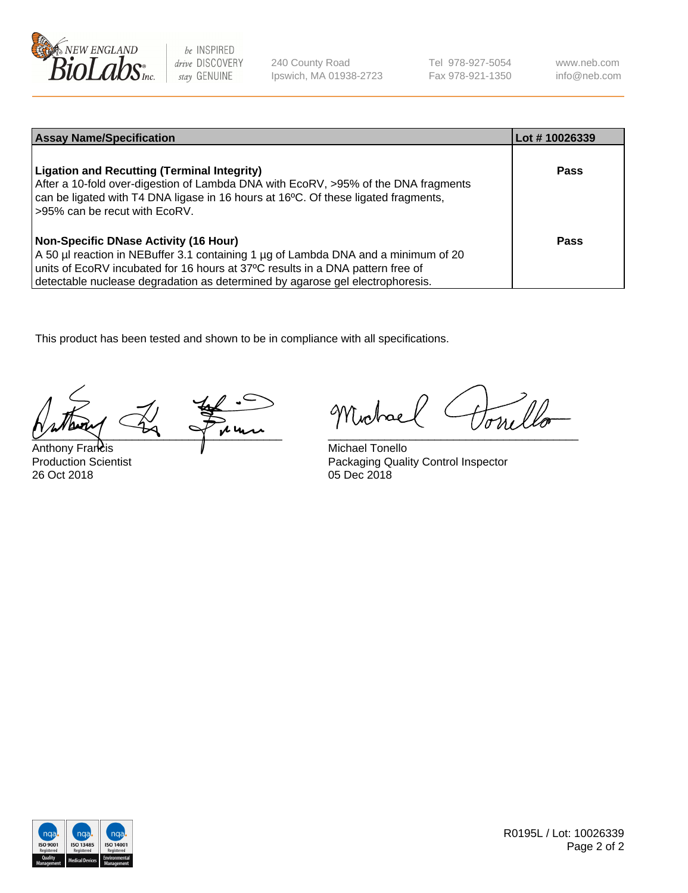NEW ENGLAND BioLabs Inc. — be INSPIRED drive DISCOVERY stay GENUINE

240 County Road
Ipswich, MA 01938-2723

Tel 978-927-5054
Fax 978-921-1350

www.neb.com
info@neb.com

| Assay Name/Specification | Lot # 10026339 |
| --- | --- |
| **Ligation and Recutting (Terminal Integrity)** After a 10-fold over-digestion of Lambda DNA with EcoRV, >95% of the DNA fragments can be ligated with T4 DNA ligase in 16 hours at 16ºC. Of these ligated fragments, >95% can be recut with EcoRV. | **Pass** |
| **Non-Specific DNase Activity (16 Hour)** A 50 µl reaction in NEBuffer 3.1 containing 1 µg of Lambda DNA and a minimum of 20 units of EcoRV incubated for 16 hours at 37ºC results in a DNA pattern free of detectable nuclease degradation as determined by agarose gel electrophoresis. | **Pass** |

This product has been tested and shown to be in compliance with all specifications.

Anthony Francis
Production Scientist
26 Oct 2018

Michael Tonello
Packaging Quality Control Inspector
05 Dec 2018

R0195L / Lot: 10026339